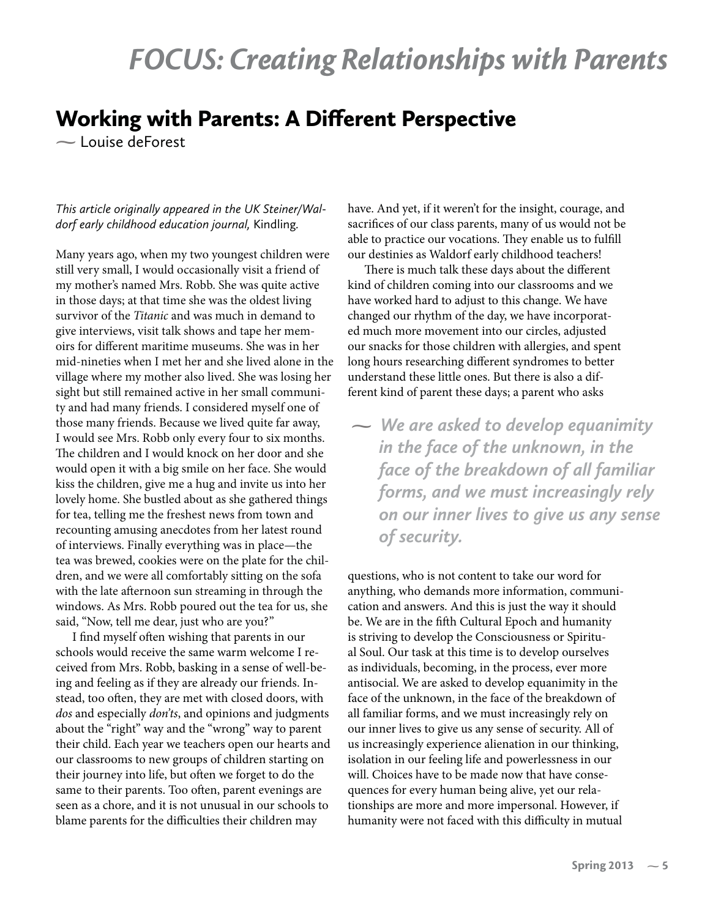# *FOCUS: Creating Relationships with Parents*

## Working with Parents: A Different Perspective

~ Louise deForest

*This article originally appeared in the UK Steiner/Waldorf early childhood education journal,* Kindling.

Many years ago, when my two youngest children were still very small, I would occasionally visit a friend of my mother's named Mrs. Robb. She was quite active in those days; at that time she was the oldest living survivor of the *Titanic* and was much in demand to give interviews, visit talk shows and tape her memoirs for different maritime museums. She was in her mid-nineties when I met her and she lived alone in the village where my mother also lived. She was losing her sight but still remained active in her small community and had many friends. I considered myself one of those many friends. Because we lived quite far away, I would see Mrs. Robb only every four to six months. The children and I would knock on her door and she would open it with a big smile on her face. She would kiss the children, give me a hug and invite us into her lovely home. She bustled about as she gathered things for tea, telling me the freshest news from town and recounting amusing anecdotes from her latest round of interviews. Finally everything was in place—the tea was brewed, cookies were on the plate for the children, and we were all comfortably sitting on the sofa with the late afternoon sun streaming in through the windows. As Mrs. Robb poured out the tea for us, she said, "Now, tell me dear, just who are you?"

I find myself often wishing that parents in our schools would receive the same warm welcome I received from Mrs. Robb, basking in a sense of well-being and feeling as if they are already our friends. Instead, too often, they are met with closed doors, with *dos* and especially *don'ts*, and opinions and judgments about the "right" way and the "wrong" way to parent their child. Each year we teachers open our hearts and our classrooms to new groups of children starting on their journey into life, but often we forget to do the same to their parents. Too often, parent evenings are seen as a chore, and it is not unusual in our schools to blame parents for the difficulties their children may have. And yet, if it weren't for the insight, courage, and sacrifices of our class parents, many of us would not be able to practice our vocations. They enable us to fulfill our destinies as Waldorf early childhood teachers!

There is much talk these days about the different kind of children coming into our classrooms and we have worked hard to adjust to this change. We have changed our rhythm of the day, we have incorporated much more movement into our circles, adjusted our snacks for those children with allergies, and spent long hours researching different syndromes to better understand these little ones. But there is also a different kind of parent these days; a parent who asks questions, who is not content to take our word for anything, who demands more information, communication and answers. And this is just the way it should be. We are in the fifth Cultural Epoch and humanity is striving to develop the Consciousness or Spiritual Soul. Our task at this time is to develop ourselves as individuals, becoming, in the process, ever more antisocial. We are asked to develop equanimity in the face of the unknown, in the face of the breakdown of all familiar forms, and we must increasingly rely on our inner lives to give us any sense of security. All of us increasingly experience alienation in our thinking, isolation in our feeling life and powerlessness in our will. Choices have to be made now that have consequences for every human being alive, yet our relationships are more and more impersonal. However, if humanity were not faced with this difficulty in mutual

> ~ *We are asked to develop equanimity in the face of the unknown, in the face of the breakdown of all familiar forms, and we must increasingly rely on our inner lives to give us any sense of security.*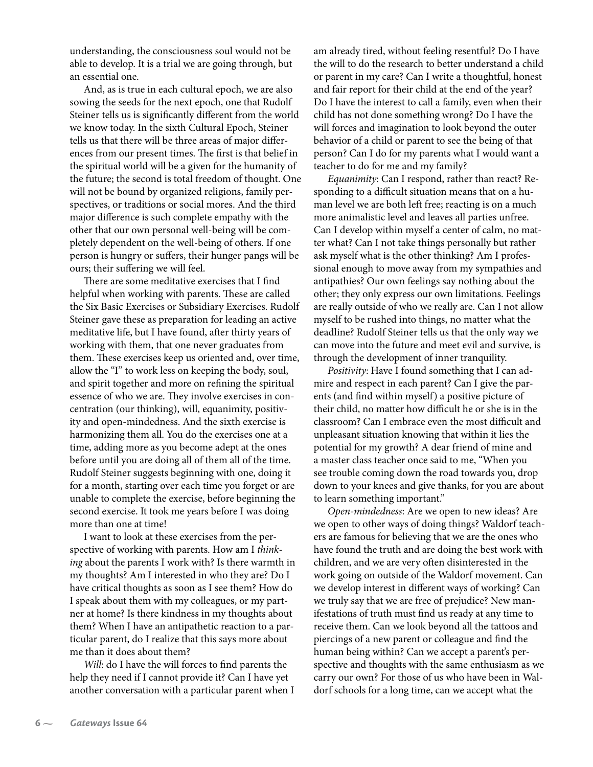understanding, the consciousness soul would not be able to develop. It is a trial we are going through, but an essential one.

And, as is true in each cultural epoch, we are also sowing the seeds for the next epoch, one that Rudolf Steiner tells us is significantly different from the world we know today. In the sixth Cultural Epoch, Steiner tells us that there will be three areas of major differences from our present times. The first is that belief in the spiritual world will be a given for the humanity of the future; the second is total freedom of thought. One will not be bound by organized religions, family perspectives, or traditions or social mores. And the third major difference is such complete empathy with the other that our own personal well-being will be completely dependent on the well-being of others. If one person is hungry or suffers, their hunger pangs will be ours; their suffering we will feel.

There are some meditative exercises that I find helpful when working with parents. These are called the Six Basic Exercises or Subsidiary Exercises. Rudolf Steiner gave these as preparation for leading an active meditative life, but I have found, after thirty years of working with them, that one never graduates from them. These exercises keep us oriented and, over time, allow the "I" to work less on keeping the body, soul, and spirit together and more on refining the spiritual essence of who we are. They involve exercises in concentration (our thinking), will, equanimity, positivity and open-mindedness. And the sixth exercise is harmonizing them all. You do the exercises one at a time, adding more as you become adept at the ones before until you are doing all of them all of the time. Rudolf Steiner suggests beginning with one, doing it for a month, starting over each time you forget or are unable to complete the exercise, before beginning the second exercise. It took me years before I was doing more than one at time!

I want to look at these exercises from the perspective of working with parents. How am I *thinking* about the parents I work with? Is there warmth in my thoughts? Am I interested in who they are? Do I have critical thoughts as soon as I see them? How do I speak about them with my colleagues, or my partner at home? Is there kindness in my thoughts about them? When I have an antipathetic reaction to a particular parent, do I realize that this says more about me than it does about them?

*Will*: do I have the will forces to find parents the help they need if I cannot provide it? Can I have yet another conversation with a particular parent when I am already tired, without feeling resentful? Do I have the will to do the research to better understand a child or parent in my care? Can I write a thoughtful, honest and fair report for their child at the end of the year? Do I have the interest to call a family, even when their child has not done something wrong? Do I have the will forces and imagination to look beyond the outer behavior of a child or parent to see the being of that person? Can I do for my parents what I would want a teacher to do for me and my family?

*Equanimity*: Can I respond, rather than react? Responding to a difficult situation means that on a human level we are both left free; reacting is on a much more animalistic level and leaves all parties unfree. Can I develop within myself a center of calm, no matter what? Can I not take things personally but rather ask myself what is the other thinking? Am I professional enough to move away from my sympathies and antipathies? Our own feelings say nothing about the other; they only express our own limitations. Feelings are really outside of who we really are. Can I not allow myself to be rushed into things, no matter what the deadline? Rudolf Steiner tells us that the only way we can move into the future and meet evil and survive, is through the development of inner tranquility.

*Positivity*: Have I found something that I can admire and respect in each parent? Can I give the parents (and find within myself) a positive picture of their child, no matter how difficult he or she is in the classroom? Can I embrace even the most difficult and unpleasant situation knowing that within it lies the potential for my growth? A dear friend of mine and a master class teacher once said to me, "When you see trouble coming down the road towards you, drop down to your knees and give thanks, for you are about to learn something important."

*Open-mindedness*: Are we open to new ideas? Are we open to other ways of doing things? Waldorf teachers are famous for believing that we are the ones who have found the truth and are doing the best work with children, and we are very often disinterested in the work going on outside of the Waldorf movement. Can we develop interest in different ways of working? Can we truly say that we are free of prejudice? New manifestations of truth must find us ready at any time to receive them. Can we look beyond all the tattoos and piercings of a new parent or colleague and find the human being within? Can we accept a parent's perspective and thoughts with the same enthusiasm as we carry our own? For those of us who have been in Waldorf schools for a long time, can we accept what the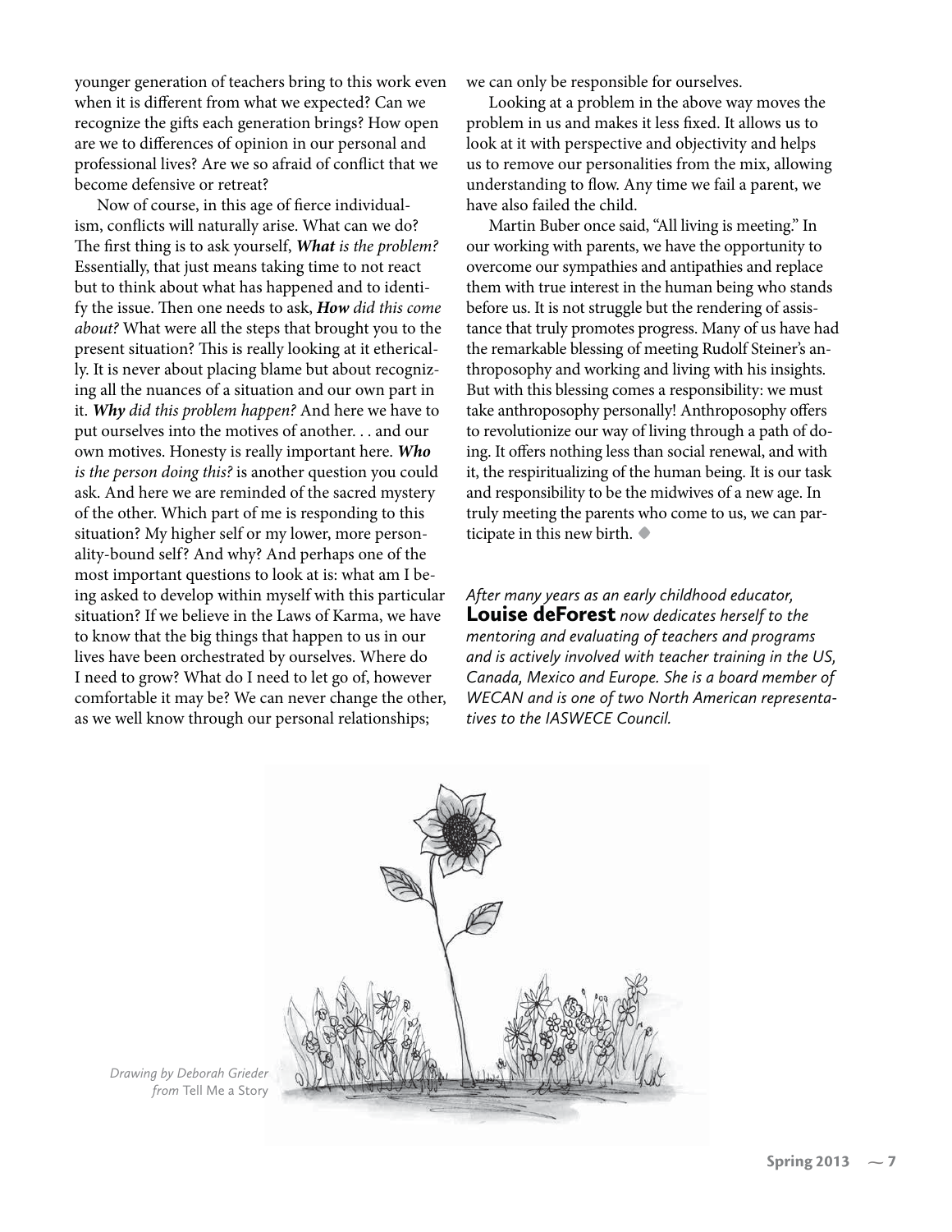younger generation of teachers bring to this work even when it is different from what we expected? Can we recognize the gifts each generation brings? How open are we to differences of opinion in our personal and professional lives? Are we so afraid of conflict that we become defensive or retreat?

Now of course, in this age of fierce individualism, conflicts will naturally arise. What can we do? The first thing is to ask yourself, ***What** is the problem?* Essentially, that just means taking time to not react but to think about what has happened and to identify the issue. Then one needs to ask, ***How** did this come about?* What were all the steps that brought you to the present situation? This is really looking at it etherically. It is never about placing blame but about recognizing all the nuances of a situation and our own part in it. ***Why** did this problem happen?* And here we have to put ourselves into the motives of another. . . and our own motives. Honesty is really important here. ***Who** is the person doing this?* is another question you could ask. And here we are reminded of the sacred mystery of the other. Which part of me is responding to this situation? My higher self or my lower, more personality-bound self? And why? And perhaps one of the most important questions to look at is: what am I being asked to develop within myself with this particular situation? If we believe in the Laws of Karma, we have to know that the big things that happen to us in our lives have been orchestrated by ourselves. Where do I need to grow? What do I need to let go of, however comfortable it may be? We can never change the other, as we well know through our personal relationships; we can only be responsible for ourselves.

Looking at a problem in the above way moves the problem in us and makes it less fixed. It allows us to look at it with perspective and objectivity and helps us to remove our personalities from the mix, allowing understanding to flow. Any time we fail a parent, we have also failed the child.

Martin Buber once said, "All living is meeting." In our working with parents, we have the opportunity to overcome our sympathies and antipathies and replace them with true interest in the human being who stands before us. It is not struggle but the rendering of assistance that truly promotes progress. Many of us have had the remarkable blessing of meeting Rudolf Steiner's anthroposophy and working and living with his insights. But with this blessing comes a responsibility: we must take anthroposophy personally! Anthroposophy offers to revolutionize our way of living through a path of doing. It offers nothing less than social renewal, and with it, the respiritualizing of the human being. It is our task and responsibility to be the midwives of a new age. In truly meeting the parents who come to us, we can participate in this new birth. ◆

*After many years as an early childhood educator,* **Louise deForest** *now dedicates herself to the mentoring and evaluating of teachers and programs and is actively involved with teacher training in the US, Canada, Mexico and Europe. She is a board member of WECAN and is one of two North American representatives to the IASWECE Council.*

*Drawing by Deborah Grieder from* Tell Me a Story